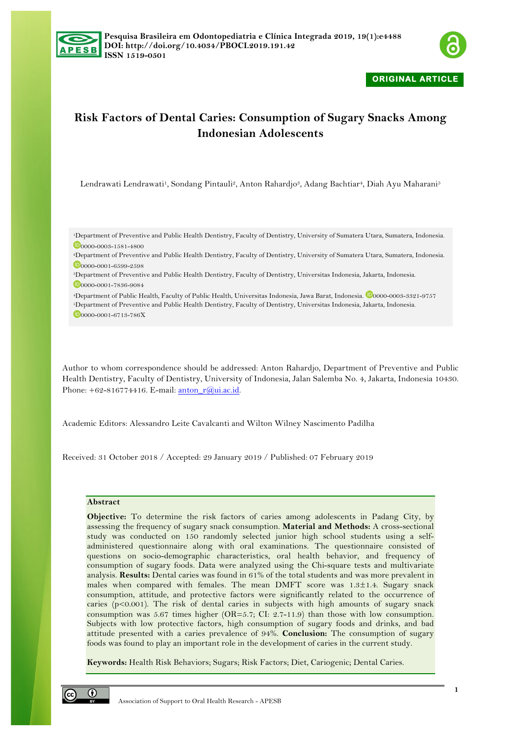Pesquisa Brasileira em Odontopediatria e Clínica Integrada 2019, 19(1):e4488
DOI: http://doi.org/10.4034/PBOCI.2019.191.42
ISSN 1519-0501

ORIGINAL ARTICLE

# Risk Factors of Dental Caries: Consumption of Sugary Snacks Among Indonesian Adolescents

Lendrawati Lendrawati[1], Sondang Pintauli[2], Anton Rahardjo[3], Adang Bachtiar[4], Diah Ayu Maharani[5]

[1]Department of Preventive and Public Health Dentistry, Faculty of Dentistry, University of Sumatera Utara, Sumatera, Indonesia. 0000-0003-1581-4800
[2]Department of Preventive and Public Health Dentistry, Faculty of Dentistry, University of Sumatera Utara, Sumatera, Indonesia. 0000-0001-6599-2598
[3]Department of Preventive and Public Health Dentistry, Faculty of Dentistry, Universitas Indonesia, Jakarta, Indonesia. 0000-0001-7836-9084
[4]Department of Public Health, Faculty of Public Health, Universitas Indonesia, Jawa Barat, Indonesia. 0000-0003-3321-9757
[5]Department of Preventive and Public Health Dentistry, Faculty of Dentistry, Universitas Indonesia, Jakarta, Indonesia. 0000-0001-6713-786X

Author to whom correspondence should be addressed: Anton Rahardjo, Department of Preventive and Public Health Dentistry, Faculty of Dentistry, University of Indonesia, Jalan Salemba No. 4, Jakarta, Indonesia 10430. Phone: +62-816774416. E-mail: anton_r@ui.ac.id.

Academic Editors: Alessandro Leite Cavalcanti and Wilton Wilney Nascimento Padilha

Received: 31 October 2018 / Accepted: 29 January 2019 / Published: 07 February 2019

## Abstract

**Objective:** To determine the risk factors of caries among adolescents in Padang City, by assessing the frequency of sugary snack consumption. **Material and Methods:** A cross-sectional study was conducted on 150 randomly selected junior high school students using a self-administered questionnaire along with oral examinations. The questionnaire consisted of questions on socio-demographic characteristics, oral health behavior, and frequency of consumption of sugary foods. Data were analyzed using the Chi-square tests and multivariate analysis. **Results:** Dental caries was found in 61% of the total students and was more prevalent in males when compared with females. The mean DMFT score was 1.3±1.4. Sugary snack consumption, attitude, and protective factors were significantly related to the occurrence of caries ($p<0.001$). The risk of dental caries in subjects with high amounts of sugary snack consumption was 5.67 times higher (OR=5.7; CI: 2.7-11.9) than those with low consumption. Subjects with low protective factors, high consumption of sugary foods and drinks, and bad attitude presented with a caries prevalence of 94%. **Conclusion:** The consumption of sugary foods was found to play an important role in the development of caries in the current study.

**Keywords:** Health Risk Behaviors; Sugars; Risk Factors; Diet, Cariogenic; Dental Caries.

Association of Support to Oral Health Research - APESB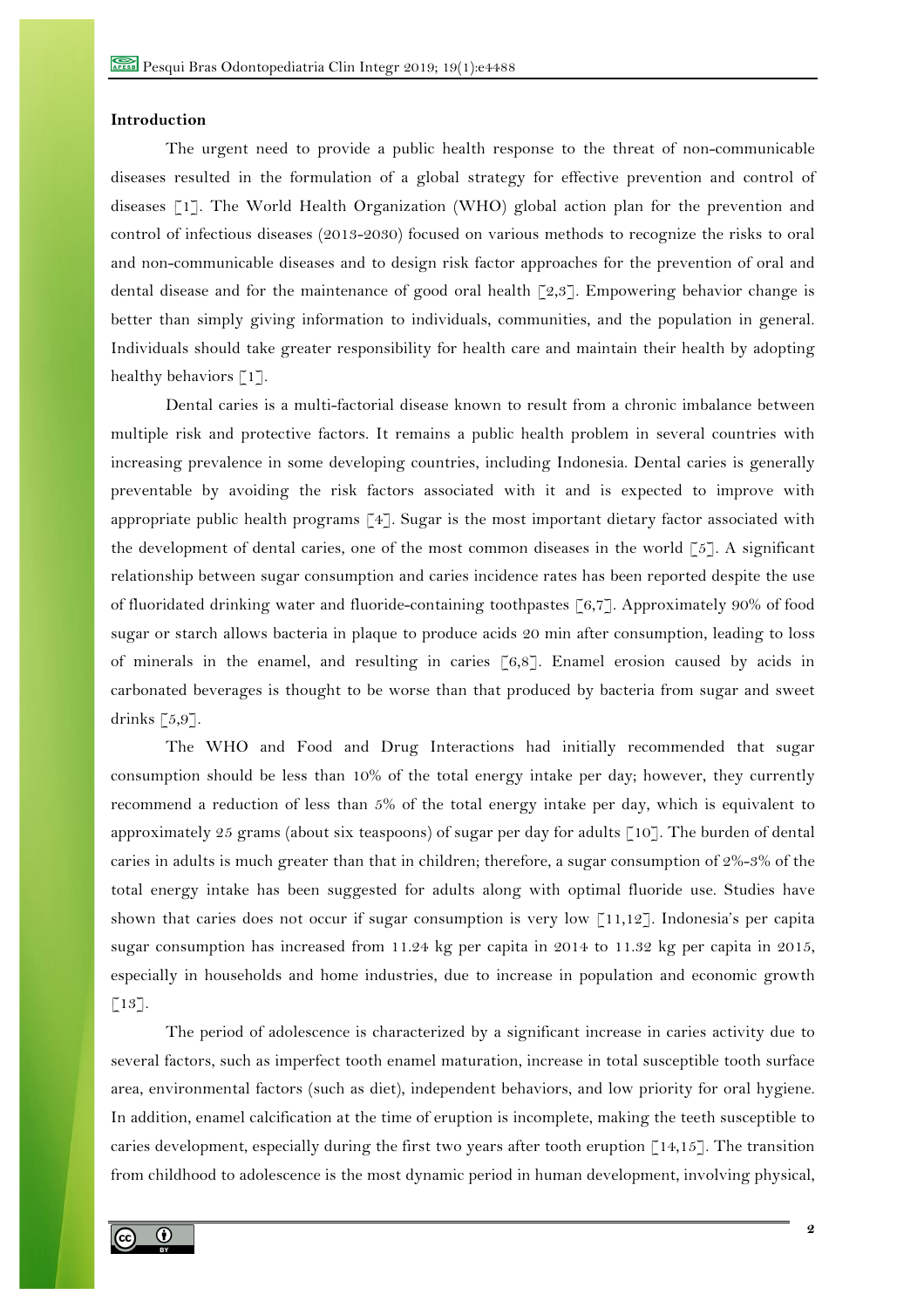**Introduction**

The urgent need to provide a public health response to the threat of non-communicable diseases resulted in the formulation of a global strategy for effective prevention and control of diseases [1]. The World Health Organization (WHO) global action plan for the prevention and control of infectious diseases (2013-2030) focused on various methods to recognize the risks to oral and non-communicable diseases and to design risk factor approaches for the prevention of oral and dental disease and for the maintenance of good oral health [2,3]. Empowering behavior change is better than simply giving information to individuals, communities, and the population in general. Individuals should take greater responsibility for health care and maintain their health by adopting healthy behaviors [1].

Dental caries is a multi-factorial disease known to result from a chronic imbalance between multiple risk and protective factors. It remains a public health problem in several countries with increasing prevalence in some developing countries, including Indonesia. Dental caries is generally preventable by avoiding the risk factors associated with it and is expected to improve with appropriate public health programs [4]. Sugar is the most important dietary factor associated with the development of dental caries, one of the most common diseases in the world [5]. A significant relationship between sugar consumption and caries incidence rates has been reported despite the use of fluoridated drinking water and fluoride-containing toothpastes [6,7]. Approximately 90% of food sugar or starch allows bacteria in plaque to produce acids 20 min after consumption, leading to loss of minerals in the enamel, and resulting in caries [6,8]. Enamel erosion caused by acids in carbonated beverages is thought to be worse than that produced by bacteria from sugar and sweet drinks [5,9].

The WHO and Food and Drug Interactions had initially recommended that sugar consumption should be less than 10% of the total energy intake per day; however, they currently recommend a reduction of less than 5% of the total energy intake per day, which is equivalent to approximately 25 grams (about six teaspoons) of sugar per day for adults [10]. The burden of dental caries in adults is much greater than that in children; therefore, a sugar consumption of 2%-3% of the total energy intake has been suggested for adults along with optimal fluoride use. Studies have shown that caries does not occur if sugar consumption is very low [11,12]. Indonesia's per capita sugar consumption has increased from 11.24 kg per capita in 2014 to 11.32 kg per capita in 2015, especially in households and home industries, due to increase in population and economic growth [13].

The period of adolescence is characterized by a significant increase in caries activity due to several factors, such as imperfect tooth enamel maturation, increase in total susceptible tooth surface area, environmental factors (such as diet), independent behaviors, and low priority for oral hygiene. In addition, enamel calcification at the time of eruption is incomplete, making the teeth susceptible to caries development, especially during the first two years after tooth eruption [14,15]. The transition from childhood to adolescence is the most dynamic period in human development, involving physical,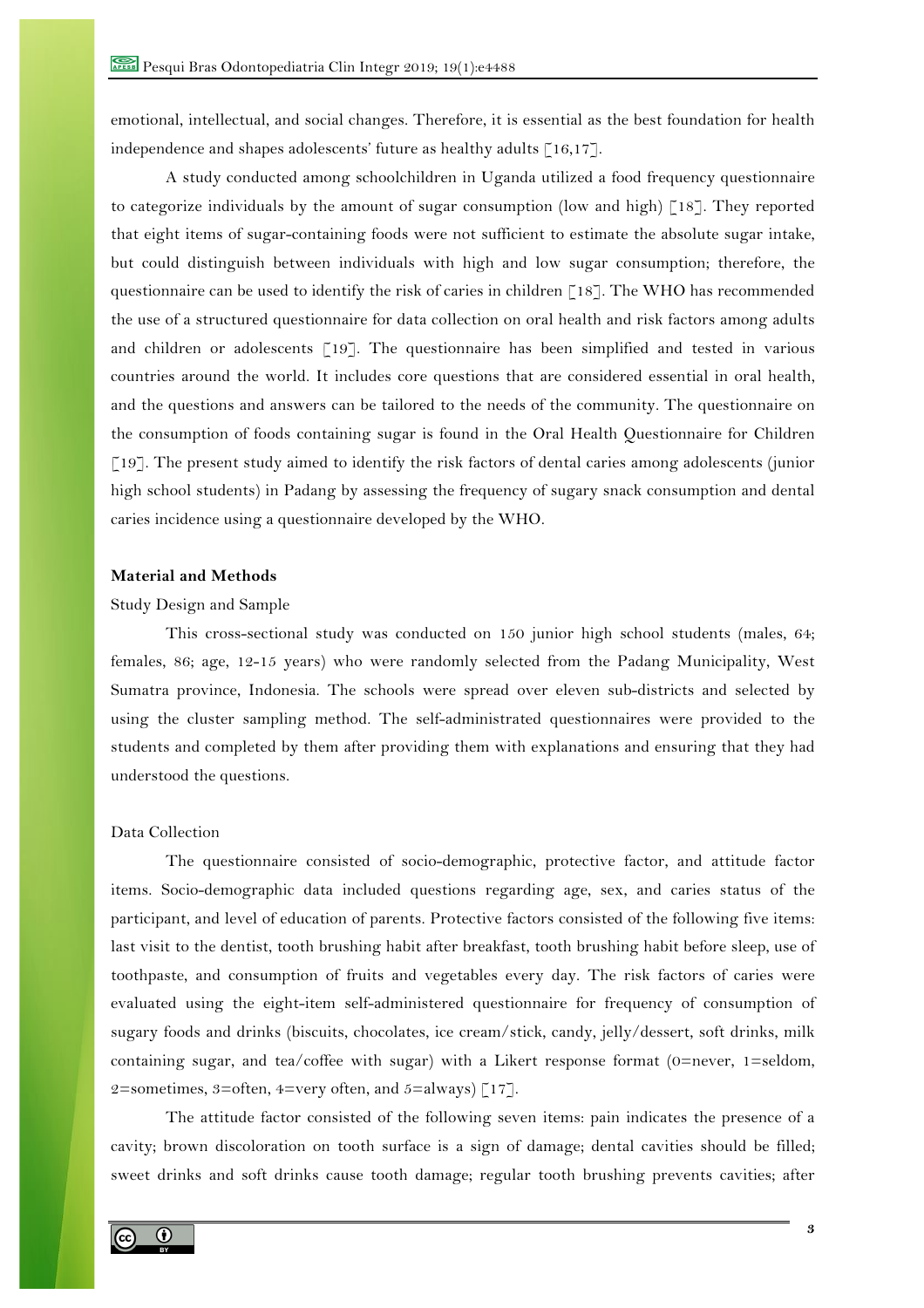emotional, intellectual, and social changes. Therefore, it is essential as the best foundation for health independence and shapes adolescents' future as healthy adults [16,17].

A study conducted among schoolchildren in Uganda utilized a food frequency questionnaire to categorize individuals by the amount of sugar consumption (low and high) [18]. They reported that eight items of sugar-containing foods were not sufficient to estimate the absolute sugar intake, but could distinguish between individuals with high and low sugar consumption; therefore, the questionnaire can be used to identify the risk of caries in children [18]. The WHO has recommended the use of a structured questionnaire for data collection on oral health and risk factors among adults and children or adolescents [19]. The questionnaire has been simplified and tested in various countries around the world. It includes core questions that are considered essential in oral health, and the questions and answers can be tailored to the needs of the community. The questionnaire on the consumption of foods containing sugar is found in the Oral Health Questionnaire for Children [19]. The present study aimed to identify the risk factors of dental caries among adolescents (junior high school students) in Padang by assessing the frequency of sugary snack consumption and dental caries incidence using a questionnaire developed by the WHO.

## Material and Methods

### Study Design and Sample

This cross-sectional study was conducted on 150 junior high school students (males, 64; females, 86; age, 12-15 years) who were randomly selected from the Padang Municipality, West Sumatra province, Indonesia. The schools were spread over eleven sub-districts and selected by using the cluster sampling method. The self-administrated questionnaires were provided to the students and completed by them after providing them with explanations and ensuring that they had understood the questions.

### Data Collection

The questionnaire consisted of socio-demographic, protective factor, and attitude factor items. Socio-demographic data included questions regarding age, sex, and caries status of the participant, and level of education of parents. Protective factors consisted of the following five items: last visit to the dentist, tooth brushing habit after breakfast, tooth brushing habit before sleep, use of toothpaste, and consumption of fruits and vegetables every day. The risk factors of caries were evaluated using the eight-item self-administered questionnaire for frequency of consumption of sugary foods and drinks (biscuits, chocolates, ice cream/stick, candy, jelly/dessert, soft drinks, milk containing sugar, and tea/coffee with sugar) with a Likert response format (0=never, 1=seldom, 2=sometimes, 3=often, 4=very often, and 5=always) [17].

The attitude factor consisted of the following seven items: pain indicates the presence of a cavity; brown discoloration on tooth surface is a sign of damage; dental cavities should be filled; sweet drinks and soft drinks cause tooth damage; regular tooth brushing prevents cavities; after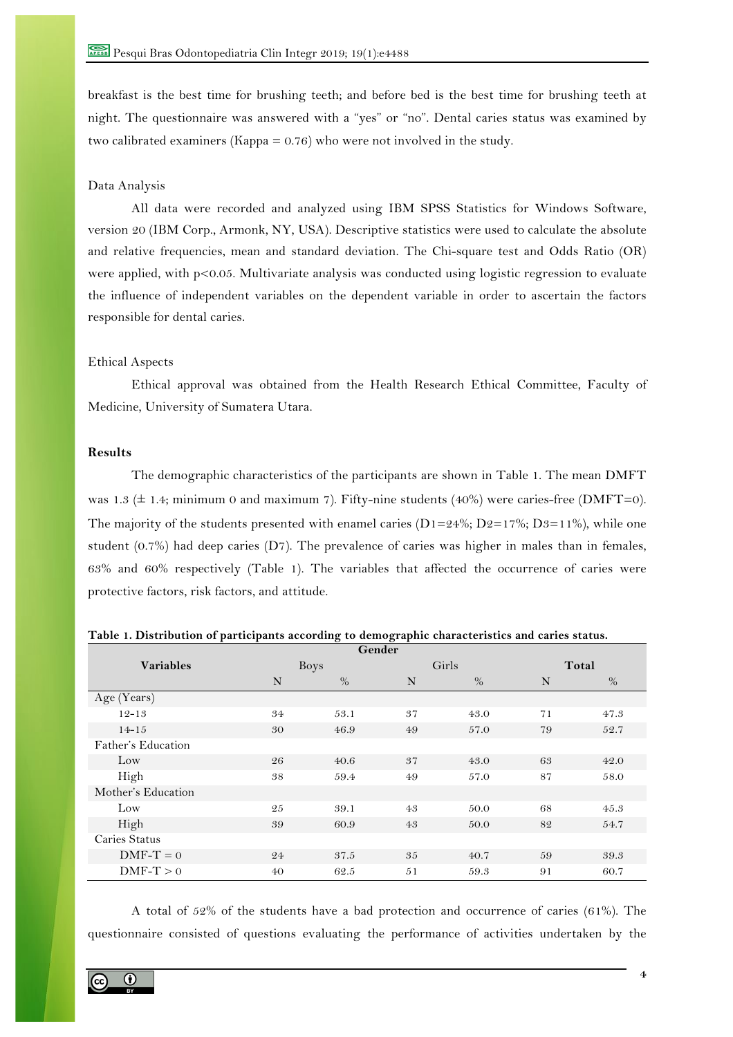breakfast is the best time for brushing teeth; and before bed is the best time for brushing teeth at night. The questionnaire was answered with a "yes" or "no". Dental caries status was examined by two calibrated examiners (Kappa = 0.76) who were not involved in the study.

Data Analysis

All data were recorded and analyzed using IBM SPSS Statistics for Windows Software, version 20 (IBM Corp., Armonk, NY, USA). Descriptive statistics were used to calculate the absolute and relative frequencies, mean and standard deviation. The Chi-square test and Odds Ratio (OR) were applied, with $p<0.05$. Multivariate analysis was conducted using logistic regression to evaluate the influence of independent variables on the dependent variable in order to ascertain the factors responsible for dental caries.

Ethical Aspects

Ethical approval was obtained from the Health Research Ethical Committee, Faculty of Medicine, University of Sumatera Utara.

**Results**

The demographic characteristics of the participants are shown in Table 1. The mean DMFT was 1.3 (± 1.4; minimum 0 and maximum 7). Fifty-nine students (40%) were caries-free (DMFT=0). The majority of the students presented with enamel caries (D1=24%; D2=17%; D3=11%), while one student (0.7%) had deep caries (D7). The prevalence of caries was higher in males than in females, 63% and 60% respectively (Table 1). The variables that affected the occurrence of caries were protective factors, risk factors, and attitude.

**Table 1. Distribution of participants according to demographic characteristics and caries status.**

| Variables | Gender | | | | Total | |
|---|---|---|---|---|---|---|
| | Boys | | Girls | | | |
| | N | % | N | % | N | % |
| Age (Years) | | | | | | |
| 12-13 | 34 | 53.1 | 37 | 43.0 | 71 | 47.3 |
| 14-15 | 30 | 46.9 | 49 | 57.0 | 79 | 52.7 |
| Father's Education | | | | | | |
| Low | 26 | 40.6 | 37 | 43.0 | 63 | 42.0 |
| High | 38 | 59.4 | 49 | 57.0 | 87 | 58.0 |
| Mother's Education | | | | | | |
| Low | 25 | 39.1 | 43 | 50.0 | 68 | 45.3 |
| High | 39 | 60.9 | 43 | 50.0 | 82 | 54.7 |
| Caries Status | | | | | | |
| DMF-T = 0 | 24 | 37.5 | 35 | 40.7 | 59 | 39.3 |
| DMF-T > 0 | 40 | 62.5 | 51 | 59.3 | 91 | 60.7 |

A total of 52% of the students have a bad protection and occurrence of caries (61%). The questionnaire consisted of questions evaluating the performance of activities undertaken by the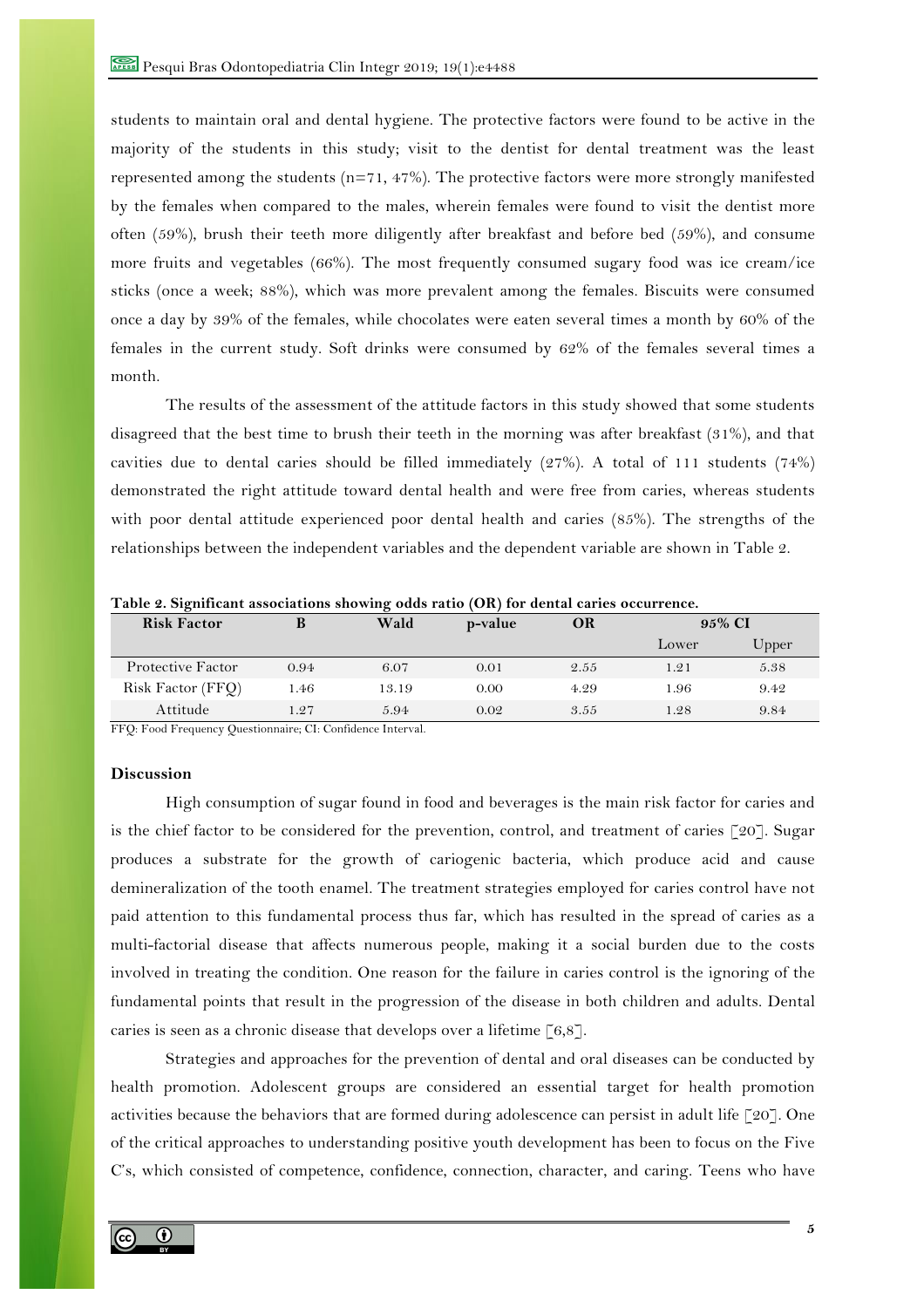students to maintain oral and dental hygiene. The protective factors were found to be active in the majority of the students in this study; visit to the dentist for dental treatment was the least represented among the students (n=71, 47%). The protective factors were more strongly manifested by the females when compared to the males, wherein females were found to visit the dentist more often (59%), brush their teeth more diligently after breakfast and before bed (59%), and consume more fruits and vegetables (66%). The most frequently consumed sugary food was ice cream/ice sticks (once a week; 88%), which was more prevalent among the females. Biscuits were consumed once a day by 39% of the females, while chocolates were eaten several times a month by 60% of the females in the current study. Soft drinks were consumed by 62% of the females several times a month.

The results of the assessment of the attitude factors in this study showed that some students disagreed that the best time to brush their teeth in the morning was after breakfast (31%), and that cavities due to dental caries should be filled immediately (27%). A total of 111 students (74%) demonstrated the right attitude toward dental health and were free from caries, whereas students with poor dental attitude experienced poor dental health and caries (85%). The strengths of the relationships between the independent variables and the dependent variable are shown in Table 2.

**Table 2. Significant associations showing odds ratio (OR) for dental caries occurrence.**

| Risk Factor | B | Wald | p-value | OR | 95% CI | |
|---|---|---|---|---|---|---|
| | | | | | Lower | Upper |
| Protective Factor | 0.94 | 6.07 | 0.01 | 2.55 | 1.21 | 5.38 |
| Risk Factor (FFQ) | 1.46 | 13.19 | 0.00 | 4.29 | 1.96 | 9.42 |
| Attitude | 1.27 | 5.94 | 0.02 | 3.55 | 1.28 | 9.84 |

FFQ: Food Frequency Questionnaire; CI: Confidence Interval.

## Discussion

High consumption of sugar found in food and beverages is the main risk factor for caries and is the chief factor to be considered for the prevention, control, and treatment of caries [20]. Sugar produces a substrate for the growth of cariogenic bacteria, which produce acid and cause demineralization of the tooth enamel. The treatment strategies employed for caries control have not paid attention to this fundamental process thus far, which has resulted in the spread of caries as a multi-factorial disease that affects numerous people, making it a social burden due to the costs involved in treating the condition. One reason for the failure in caries control is the ignoring of the fundamental points that result in the progression of the disease in both children and adults. Dental caries is seen as a chronic disease that develops over a lifetime [6,8].

Strategies and approaches for the prevention of dental and oral diseases can be conducted by health promotion. Adolescent groups are considered an essential target for health promotion activities because the behaviors that are formed during adolescence can persist in adult life [20]. One of the critical approaches to understanding positive youth development has been to focus on the Five C's, which consisted of competence, confidence, connection, character, and caring. Teens who have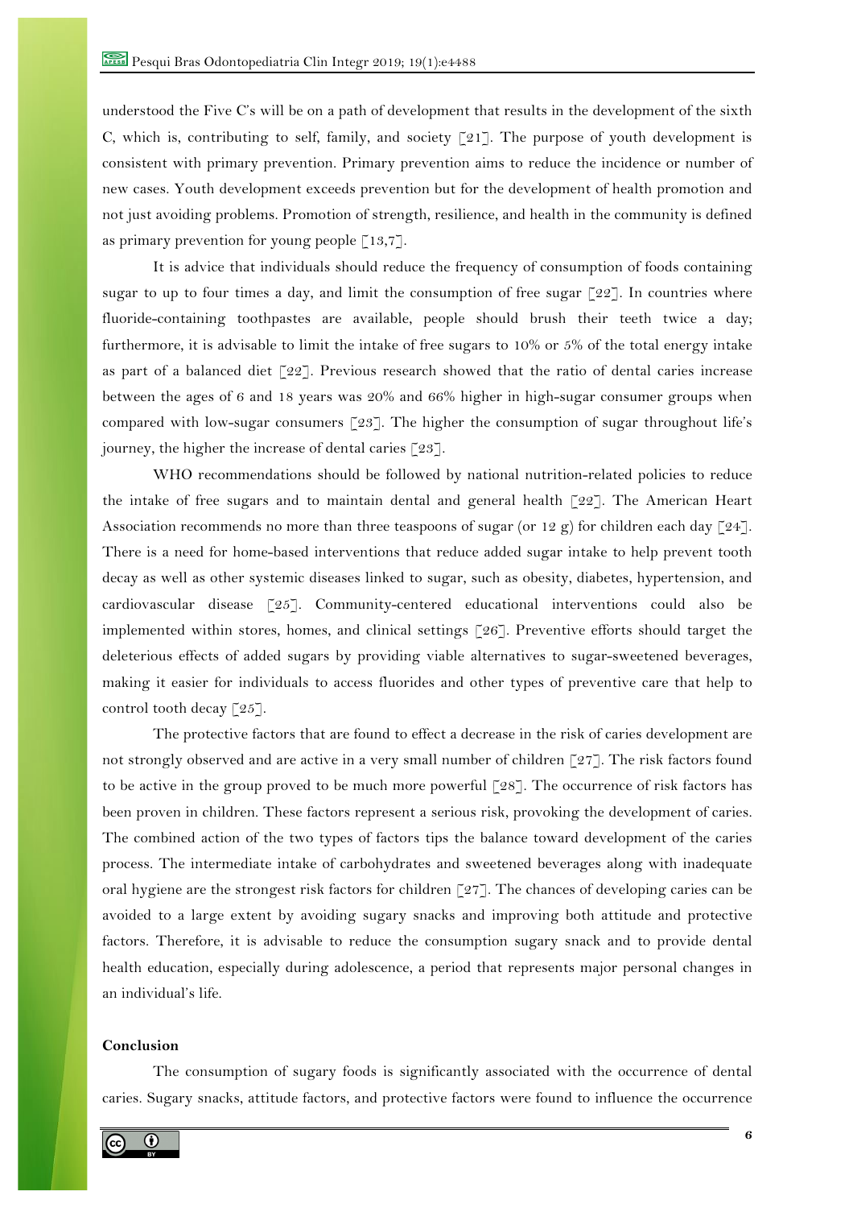understood the Five C's will be on a path of development that results in the development of the sixth C, which is, contributing to self, family, and society [21]. The purpose of youth development is consistent with primary prevention. Primary prevention aims to reduce the incidence or number of new cases. Youth development exceeds prevention but for the development of health promotion and not just avoiding problems. Promotion of strength, resilience, and health in the community is defined as primary prevention for young people [13,7].

It is advice that individuals should reduce the frequency of consumption of foods containing sugar to up to four times a day, and limit the consumption of free sugar [22]. In countries where fluoride-containing toothpastes are available, people should brush their teeth twice a day; furthermore, it is advisable to limit the intake of free sugars to 10% or 5% of the total energy intake as part of a balanced diet [22]. Previous research showed that the ratio of dental caries increase between the ages of 6 and 18 years was 20% and 66% higher in high-sugar consumer groups when compared with low-sugar consumers [23]. The higher the consumption of sugar throughout life's journey, the higher the increase of dental caries [23].

WHO recommendations should be followed by national nutrition-related policies to reduce the intake of free sugars and to maintain dental and general health [22]. The American Heart Association recommends no more than three teaspoons of sugar (or 12 g) for children each day [24]. There is a need for home-based interventions that reduce added sugar intake to help prevent tooth decay as well as other systemic diseases linked to sugar, such as obesity, diabetes, hypertension, and cardiovascular disease [25]. Community-centered educational interventions could also be implemented within stores, homes, and clinical settings [26]. Preventive efforts should target the deleterious effects of added sugars by providing viable alternatives to sugar-sweetened beverages, making it easier for individuals to access fluorides and other types of preventive care that help to control tooth decay [25].

The protective factors that are found to effect a decrease in the risk of caries development are not strongly observed and are active in a very small number of children [27]. The risk factors found to be active in the group proved to be much more powerful [28]. The occurrence of risk factors has been proven in children. These factors represent a serious risk, provoking the development of caries. The combined action of the two types of factors tips the balance toward development of the caries process. The intermediate intake of carbohydrates and sweetened beverages along with inadequate oral hygiene are the strongest risk factors for children [27]. The chances of developing caries can be avoided to a large extent by avoiding sugary snacks and improving both attitude and protective factors. Therefore, it is advisable to reduce the consumption sugary snack and to provide dental health education, especially during adolescence, a period that represents major personal changes in an individual's life.

## Conclusion

The consumption of sugary foods is significantly associated with the occurrence of dental caries. Sugary snacks, attitude factors, and protective factors were found to influence the occurrence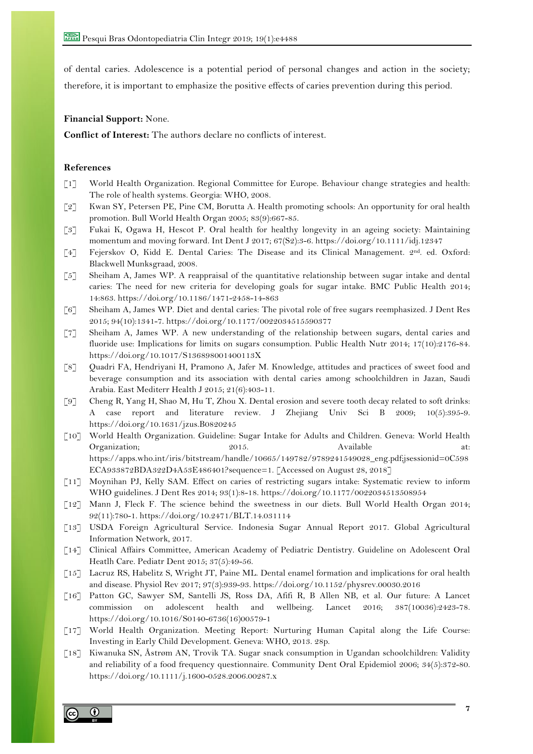of dental caries. Adolescence is a potential period of personal changes and action in the society; therefore, it is important to emphasize the positive effects of caries prevention during this period.

**Financial Support:** None.

**Conflict of Interest:** The authors declare no conflicts of interest.

**References**

[1] World Health Organization. Regional Committee for Europe. Behaviour change strategies and health: The role of health systems. Georgia: WHO, 2008.

[2] Kwan SY, Petersen PE, Pine CM, Borutta A. Health promoting schools: An opportunity for oral health promotion. Bull World Health Organ 2005; 83(9):667-85.

[3] Fukai K, Ogawa H, Hescot P. Oral health for healthy longevity in an ageing society: Maintaining momentum and moving forward. Int Dent J 2017; 67(S2):3-6. https://doi.org/10.1111/idj.12347

[4] Fejerskov O, Kidd E. Dental Caries: The Disease and its Clinical Management. 2nd. ed. Oxford: Blackwell Munksgraad, 2008.

[5] Sheiham A, James WP. A reappraisal of the quantitative relationship between sugar intake and dental caries: The need for new criteria for developing goals for sugar intake. BMC Public Health 2014; 14:863. https://doi.org/10.1186/1471-2458-14-863

[6] Sheiham A, James WP. Diet and dental caries: The pivotal role of free sugars reemphasized. J Dent Res 2015; 94(10):1341-7. https://doi.org/10.1177/0022034515590377

[7] Sheiham A, James WP. A new understanding of the relationship between sugars, dental caries and fluoride use: Implications for limits on sugars consumption. Public Health Nutr 2014; 17(10):2176-84. https://doi.org/10.1017/S136898001400113X

[8] Quadri FA, Hendriyani H, Pramono A, Jafer M. Knowledge, attitudes and practices of sweet food and beverage consumption and its association with dental caries among schoolchildren in Jazan, Saudi Arabia. East Mediterr Health J 2015; 21(6):403-11.

[9] Cheng R, Yang H, Shao M, Hu T, Zhou X. Dental erosion and severe tooth decay related to soft drinks: A case report and literature review. J Zhejiang Univ Sci B 2009; 10(5):395-9. https://doi.org/10.1631/jzus.B0820245

[10] World Health Organization. Guideline: Sugar Intake for Adults and Children. Geneva: World Health Organization; 2015. Available at: https://apps.who.int/iris/bitstream/handle/10665/149782/9789241549028_eng.pdf;jsessionid=0C598ECA933872BDA322D4A53E486401?sequence=1. [Accessed on August 28, 2018]

[11] Moynihan PJ, Kelly SAM. Effect on caries of restricting sugars intake: Systematic review to inform WHO guidelines. J Dent Res 2014; 93(1):8-18. https://doi.org/10.1177/0022034513508954

[12] Mann J, Fleck F. The science behind the sweetness in our diets. Bull World Health Organ 2014; 92(11):780-1. https://doi.org/10.2471/BLT.14.031114

[13] USDA Foreign Agricultural Service. Indonesia Sugar Annual Report 2017. Global Agricultural Information Network, 2017.

[14] Clinical Affairs Committee, American Academy of Pediatric Dentistry. Guideline on Adolescent Oral Heatlh Care. Pediatr Dent 2015; 37(5):49-56.

[15] Lacruz RS, Habelitz S, Wright JT, Paine ML. Dental enamel formation and implications for oral health and disease. Physiol Rev 2017; 97(3):939-93. https://doi.org/10.1152/physrev.00030.2016

[16] Patton GC, Sawyer SM, Santelli JS, Ross DA, Afifi R, B Allen NB, et al. Our future: A Lancet commission on adolescent health and wellbeing. Lancet 2016; 387(10036):2423-78. https://doi.org/10.1016/S0140-6736(16)00579-1

[17] World Health Organization. Meeting Report: Nurturing Human Capital along the Life Course: Investing in Early Child Development. Geneva: WHO, 2013. 28p.

[18] Kiwanuka SN, Åstrøm AN, Trovik TA. Sugar snack consumption in Ugandan schoolchildren: Validity and reliability of a food frequency questionnaire. Community Dent Oral Epidemiol 2006; 34(5):372-80. https://doi.org/10.1111/j.1600-0528.2006.00287.x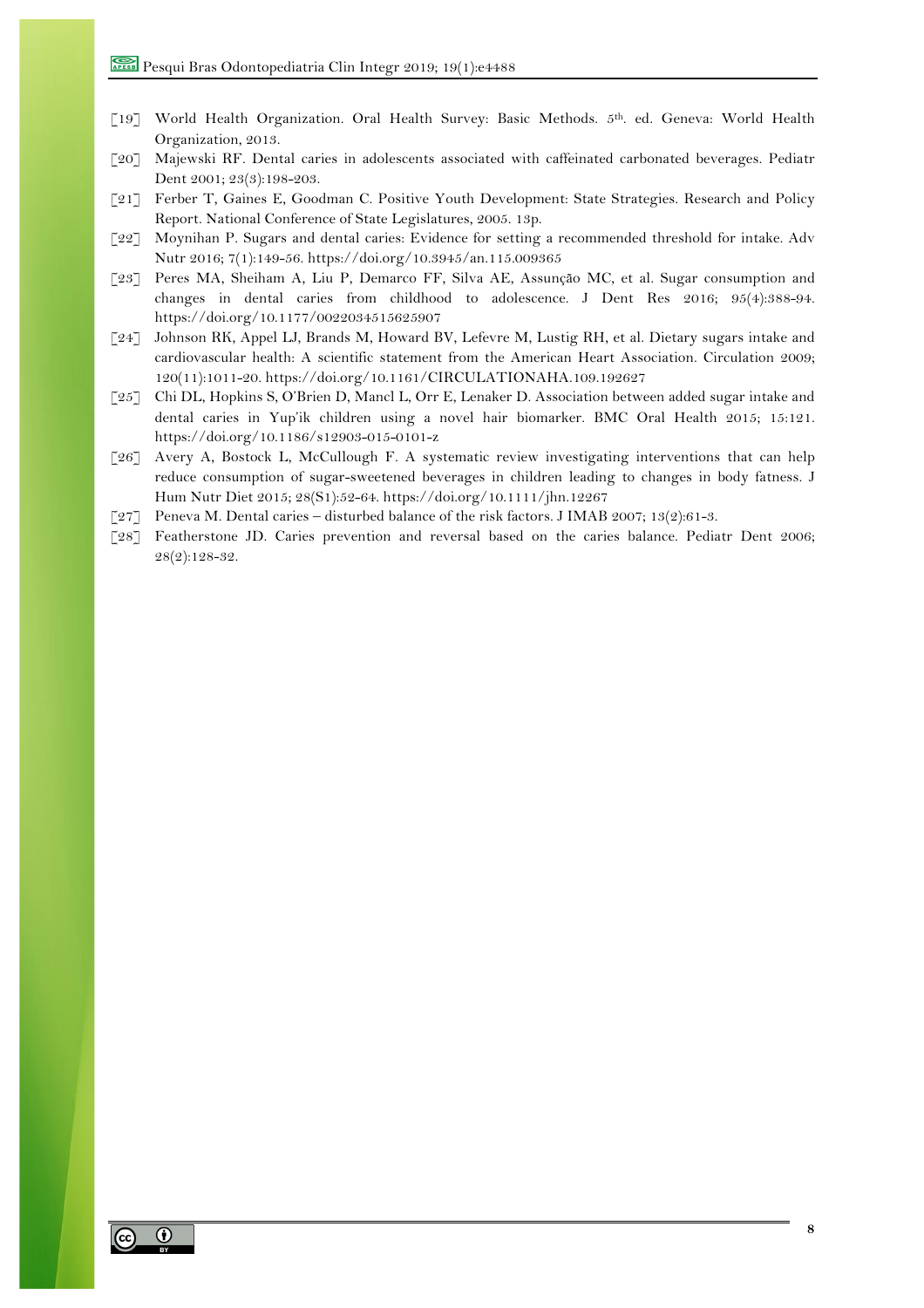[19] World Health Organization. Oral Health Survey: Basic Methods. 5th. ed. Geneva: World Health Organization, 2013.

[20] Majewski RF. Dental caries in adolescents associated with caffeinated carbonated beverages. Pediatr Dent 2001; 23(3):198-203.

[21] Ferber T, Gaines E, Goodman C. Positive Youth Development: State Strategies. Research and Policy Report. National Conference of State Legislatures, 2005. 13p.

[22] Moynihan P. Sugars and dental caries: Evidence for setting a recommended threshold for intake. Adv Nutr 2016; 7(1):149-56. https://doi.org/10.3945/an.115.009365

[23] Peres MA, Sheiham A, Liu P, Demarco FF, Silva AE, Assunção MC, et al. Sugar consumption and changes in dental caries from childhood to adolescence. J Dent Res 2016; 95(4):388-94. https://doi.org/10.1177/0022034515625907

[24] Johnson RK, Appel LJ, Brands M, Howard BV, Lefevre M, Lustig RH, et al. Dietary sugars intake and cardiovascular health: A scientific statement from the American Heart Association. Circulation 2009; 120(11):1011-20. https://doi.org/10.1161/CIRCULATIONAHA.109.192627

[25] Chi DL, Hopkins S, O'Brien D, Mancl L, Orr E, Lenaker D. Association between added sugar intake and dental caries in Yup'ik children using a novel hair biomarker. BMC Oral Health 2015; 15:121. https://doi.org/10.1186/s12903-015-0101-z

[26] Avery A, Bostock L, McCullough F. A systematic review investigating interventions that can help reduce consumption of sugar-sweetened beverages in children leading to changes in body fatness. J Hum Nutr Diet 2015; 28(S1):52-64. https://doi.org/10.1111/jhn.12267

[27] Peneva M. Dental caries – disturbed balance of the risk factors. J IMAB 2007; 13(2):61-3.

[28] Featherstone JD. Caries prevention and reversal based on the caries balance. Pediatr Dent 2006; 28(2):128-32.